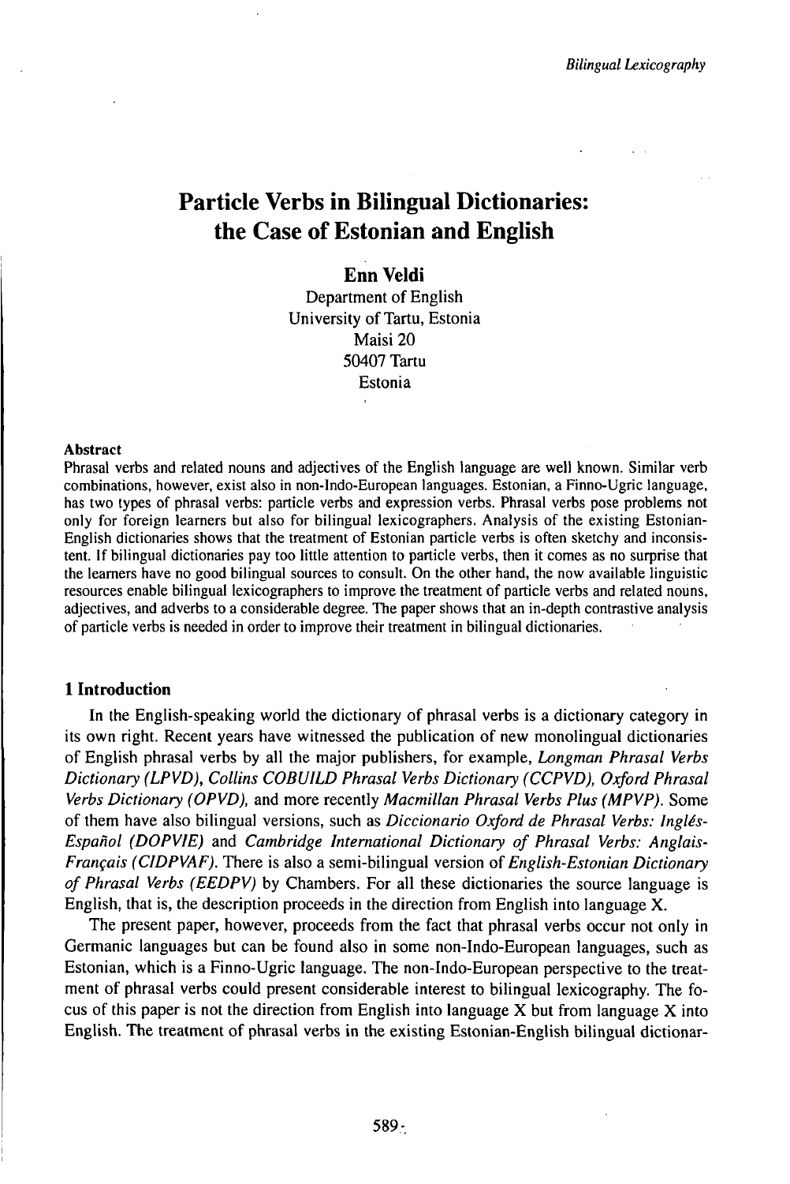# Particle Verbs in Bilingual Dictionaries: the Case of Estonian and English

**Enn Veldi**
Department of English
University of Tartu, Estonia
Maisi 20
50407 Tartu
Estonia

**Abstract**

Phrasal verbs and related nouns and adjectives of the English language are well known. Similar verb combinations, however, exist also in non-Indo-European languages. Estonian, a Finno-Ugric language, has two types of phrasal verbs: particle verbs and expression verbs. Phrasal verbs pose problems not only for foreign learners but also for bilingual lexicographers. Analysis of the existing Estonian-English dictionaries shows that the treatment of Estonian particle verbs is often sketchy and inconsistent. If bilingual dictionaries pay too little attention to particle verbs, then it comes as no surprise that the learners have no good bilingual sources to consult. On the other hand, the now available linguistic resources enable bilingual lexicographers to improve the treatment of particle verbs and related nouns, adjectives, and adverbs to a considerable degree. The paper shows that an in-depth contrastive analysis of particle verbs is needed in order to improve their treatment in bilingual dictionaries.

## 1 Introduction

In the English-speaking world the dictionary of phrasal verbs is a dictionary category in its own right. Recent years have witnessed the publication of new monolingual dictionaries of English phrasal verbs by all the major publishers, for example, *Longman Phrasal Verbs Dictionary (LPVD), Collins COBUILD Phrasal Verbs Dictionary (CCPVD), Oxford Phrasal Verbs Dictionary (OPVD),* and more recently *Macmillan Phrasal Verbs Plus (MPVP).* Some of them have also bilingual versions, such as *Diccionario Oxford de Phrasal Verbs: Inglés-Español (DOPVIE)* and *Cambridge International Dictionary of Phrasal Verbs: Anglais-Français (CIDPVAF).* There is also a semi-bilingual version of *English-Estonian Dictionary of Phrasal Verbs (EEDPV)* by Chambers. For all these dictionaries the source language is English, that is, the description proceeds in the direction from English into language X.

The present paper, however, proceeds from the fact that phrasal verbs occur not only in Germanic languages but can be found also in some non-Indo-European languages, such as Estonian, which is a Finno-Ugric language. The non-Indo-European perspective to the treatment of phrasal verbs could present considerable interest to bilingual lexicography. The focus of this paper is not the direction from English into language X but from language X into English. The treatment of phrasal verbs in the existing Estonian-English bilingual dictionar-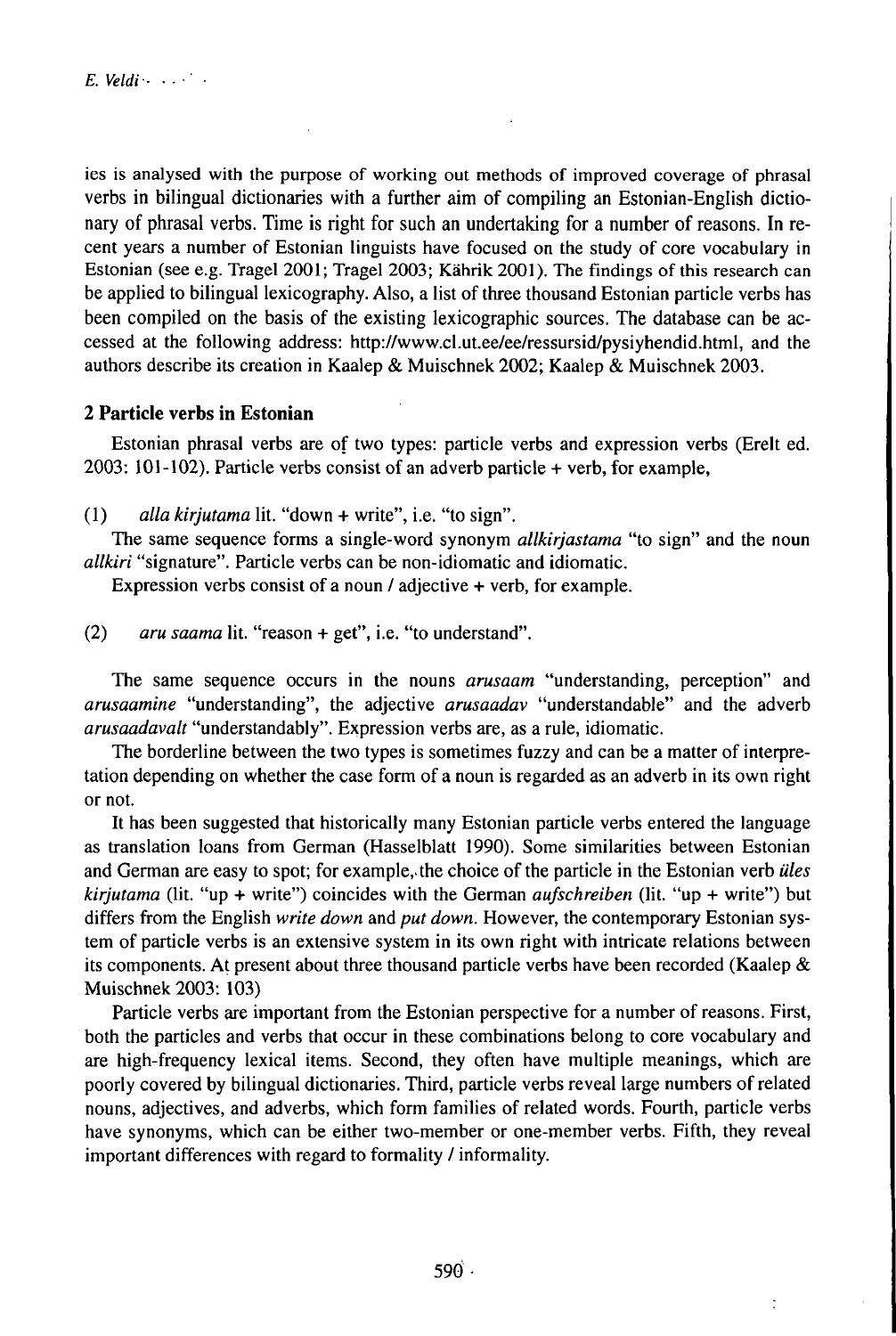ies is analysed with the purpose of working out methods of improved coverage of phrasal verbs in bilingual dictionaries with a further aim of compiling an Estonian-English dictionary of phrasal verbs. Time is right for such an undertaking for a number of reasons. In recent years a number of Estonian linguists have focused on the study of core vocabulary in Estonian (see e.g. Tragel 2001; Tragel 2003; Kährik 2001). The findings of this research can be applied to bilingual lexicography. Also, a list of three thousand Estonian particle verbs has been compiled on the basis of the existing lexicographic sources. The database can be accessed at the following address: http://www.cl.ut.ee/ee/ressursid/pysiyhendid.html, and the authors describe its creation in Kaalep & Muischnek 2002; Kaalep & Muischnek 2003.

## 2 Particle verbs in Estonian

Estonian phrasal verbs are of two types: particle verbs and expression verbs (Erelt ed. 2003: 101-102). Particle verbs consist of an adverb particle + verb, for example,

(1) *alla kirjutama* lit. "down + write", i.e. "to sign".

The same sequence forms a single-word synonym *allkirjastama* "to sign" and the noun *allkiri* "signature". Particle verbs can be non-idiomatic and idiomatic.

Expression verbs consist of a noun / adjective + verb, for example.

(2) *aru saama* lit. "reason + get", i.e. "to understand".

The same sequence occurs in the nouns *arusaam* "understanding, perception" and *arusaamine* "understanding", the adjective *arusaadav* "understandable" and the adverb *arusaadavalt* "understandably". Expression verbs are, as a rule, idiomatic.

The borderline between the two types is sometimes fuzzy and can be a matter of interpretation depending on whether the case form of a noun is regarded as an adverb in its own right or not.

It has been suggested that historically many Estonian particle verbs entered the language as translation loans from German (Hasselblatt 1990). Some similarities between Estonian and German are easy to spot; for example, the choice of the particle in the Estonian verb *üles kirjutama* (lit. "up + write") coincides with the German *aufschreiben* (lit. "up + write") but differs from the English *write down* and *put down*. However, the contemporary Estonian system of particle verbs is an extensive system in its own right with intricate relations between its components. At present about three thousand particle verbs have been recorded (Kaalep & Muischnek 2003: 103)

Particle verbs are important from the Estonian perspective for a number of reasons. First, both the particles and verbs that occur in these combinations belong to core vocabulary and are high-frequency lexical items. Second, they often have multiple meanings, which are poorly covered by bilingual dictionaries. Third, particle verbs reveal large numbers of related nouns, adjectives, and adverbs, which form families of related words. Fourth, particle verbs have synonyms, which can be either two-member or one-member verbs. Fifth, they reveal important differences with regard to formality / informality.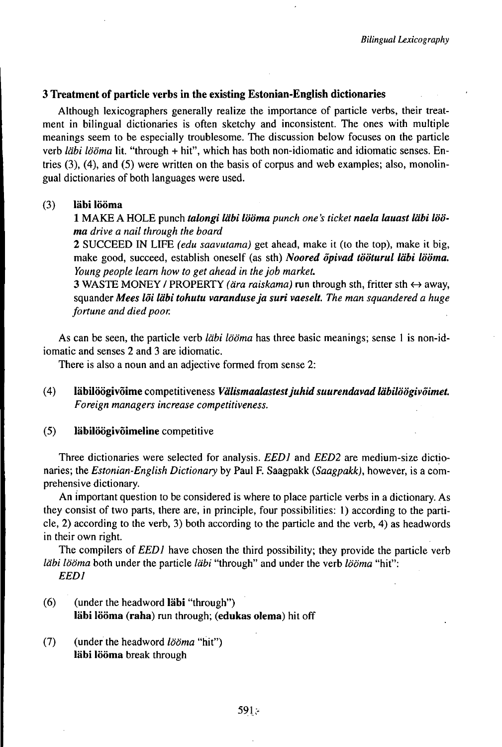### 3 Treatment of particle verbs in the existing Estonian-English dictionaries

Although lexicographers generally realize the importance of particle verbs, their treatment in bilingual dictionaries is often sketchy and inconsistent. The ones with multiple meanings seem to be especially troublesome. The discussion below focuses on the particle verb *läbi lööma* lit. "through + hit", which has both non-idiomatic and idiomatic senses. Entries (3), (4), and (5) were written on the basis of corpus and web examples; also, monolingual dictionaries of both languages were used.

(3) **läbi lööma**

1 MAKE A HOLE punch ***talongi läbi lööma*** *punch one's ticket* ***naela lauast läbi lööma*** *drive a nail through the board*

2 SUCCEED IN LIFE *(edu saavutama)* get ahead, make it (to the top), make it big, make good, succeed, establish oneself (as sth) ***Noored õpivad tööturul läbi lööma.*** *Young people learn how to get ahead in the job market.*

3 WASTE MONEY / PROPERTY *(ära raiskama)* run through sth, fritter sth ↔ away, squander ***Mees lõi läbi tohutu varanduse ja suri vaeselt.*** *The man squandered a huge fortune and died poor.*

As can be seen, the particle verb *läbi lööma* has three basic meanings; sense 1 is non-idiomatic and senses 2 and 3 are idiomatic.

There is also a noun and an adjective formed from sense 2:

(4) **läbilöögivõime** competitiveness ***Välismaalastest juhid suurendavad läbilöögivõimet.*** *Foreign managers increase competitiveness.*

(5) **läbilöögivõimeline** competitive

Three dictionaries were selected for analysis. *EED1* and *EED2* are medium-size dictionaries; the *Estonian-English Dictionary* by Paul F. Saagpakk (*Saagpakk*), however, is a comprehensive dictionary.

An important question to be considered is where to place particle verbs in a dictionary. As they consist of two parts, there are, in principle, four possibilities: 1) according to the particle, 2) according to the verb, 3) both according to the particle and the verb, 4) as headwords in their own right.

The compilers of *EED1* have chosen the third possibility; they provide the particle verb *läbi lööma* both under the particle *läbi* "through" and under the verb *lööma* "hit":

*EED1*

(6) (under the headword **läbi** "through")
**läbi lööma (raha)** run through; **(edukas olema)** hit off

(7) (under the headword *lööma* "hit")
**läbi lööma** break through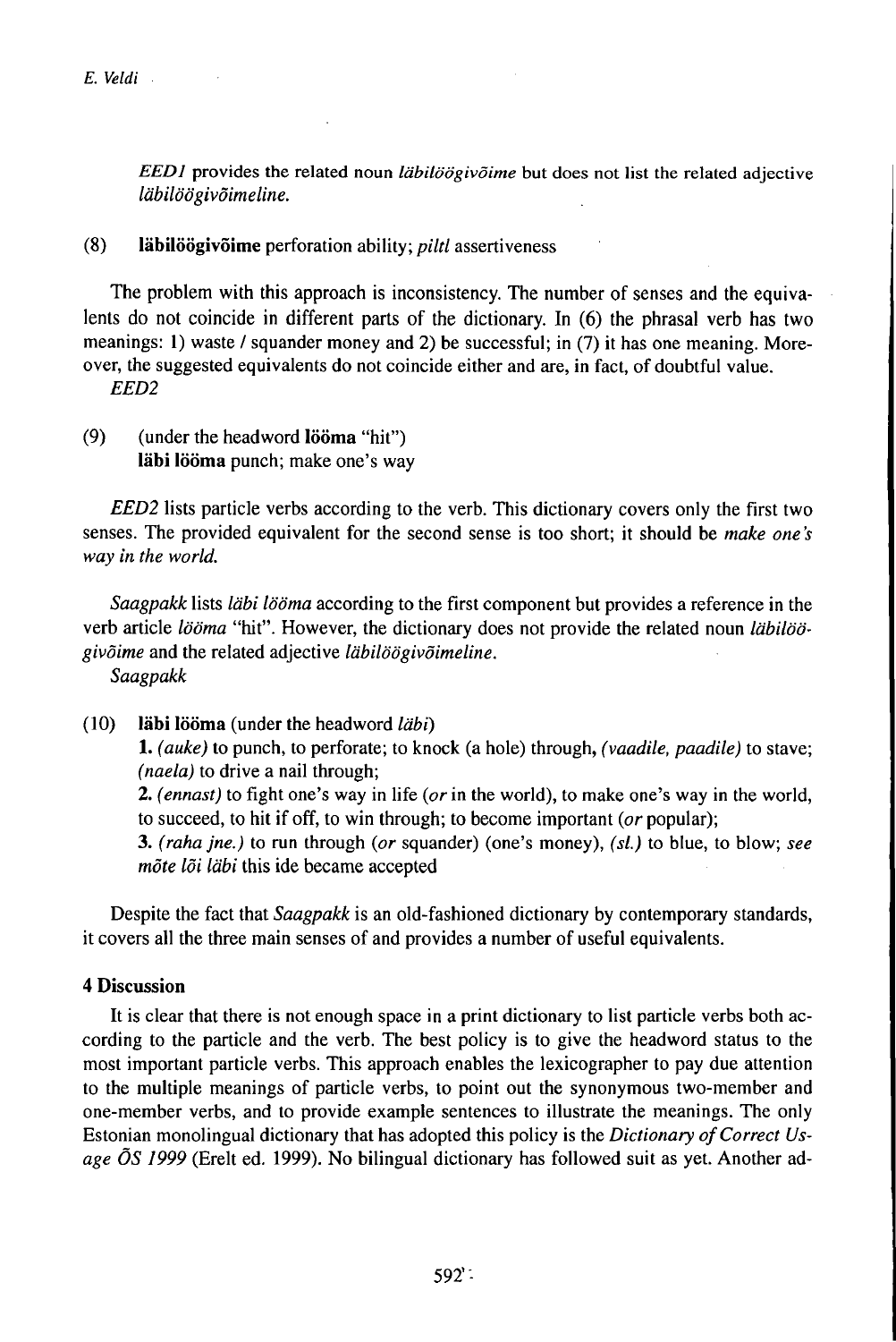*EED1* provides the related noun *läbilöögivõime* but does not list the related adjective *läbilöögivõimeline.*

(8) **läbilöögivõime** perforation ability; *piltl* assertiveness

The problem with this approach is inconsistency. The number of senses and the equivalents do not coincide in different parts of the dictionary. In (6) the phrasal verb has two meanings: 1) waste / squander money and 2) be successful; in (7) it has one meaning. Moreover, the suggested equivalents do not coincide either and are, in fact, of doubtful value.

*EED2*

(9) (under the headword **lööma** "hit")
**läbi lööma** punch; make one's way

*EED2* lists particle verbs according to the verb. This dictionary covers only the first two senses. The provided equivalent for the second sense is too short; it should be *make one's way in the world.*

*Saagpakk* lists *läbi lööma* according to the first component but provides a reference in the verb article *lööma* "hit". However, the dictionary does not provide the related noun *läbilöögivõime* and the related adjective *läbilöögivõimeline.*

*Saagpakk*

(10) **läbi lööma** (under the headword *läbi*)
**1.** *(auke)* to punch, to perforate; to knock (a hole) through, *(vaadile, paadile)* to stave; *(naela)* to drive a nail through;
**2.** *(ennast)* to fight one's way in life (*or* in the world), to make one's way in the world, to succeed, to hit if off, to win through; to become important (*or* popular);
**3.** *(raha jne.)* to run through (*or* squander) (one's money), *(sl.)* to blue, to blow; *see mõte lõi läbi* this ide became accepted

Despite the fact that *Saagpakk* is an old-fashioned dictionary by contemporary standards, it covers all the three main senses of and provides a number of useful equivalents.

## 4 Discussion

It is clear that there is not enough space in a print dictionary to list particle verbs both according to the particle and the verb. The best policy is to give the headword status to the most important particle verbs. This approach enables the lexicographer to pay due attention to the multiple meanings of particle verbs, to point out the synonymous two-member and one-member verbs, and to provide example sentences to illustrate the meanings. The only Estonian monolingual dictionary that has adopted this policy is the *Dictionary of Correct Usage ÕS 1999* (Erelt ed. 1999). No bilingual dictionary has followed suit as yet. Another ad-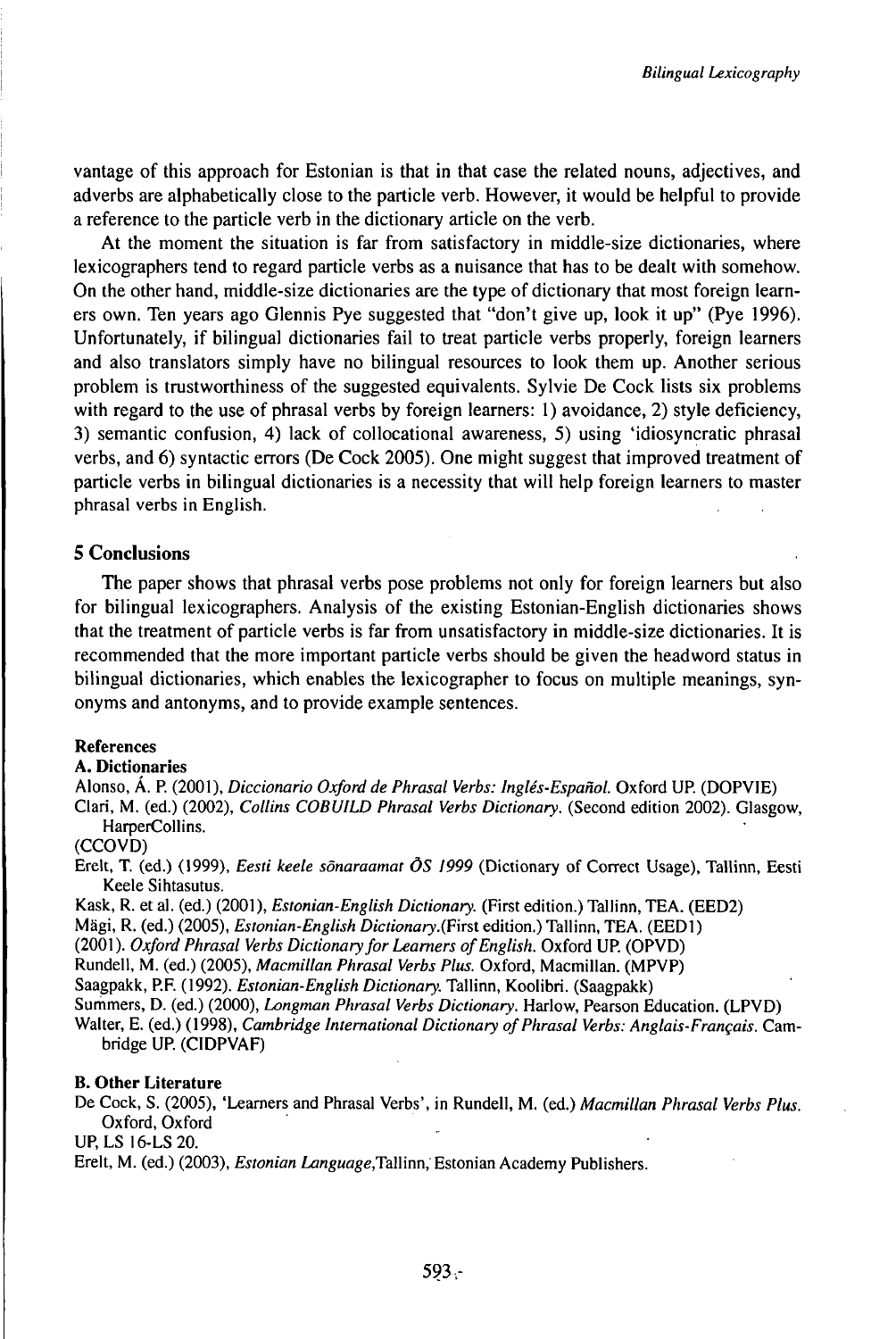vantage of this approach for Estonian is that in that case the related nouns, adjectives, and adverbs are alphabetically close to the particle verb. However, it would be helpful to provide a reference to the particle verb in the dictionary article on the verb.

At the moment the situation is far from satisfactory in middle-size dictionaries, where lexicographers tend to regard particle verbs as a nuisance that has to be dealt with somehow. On the other hand, middle-size dictionaries are the type of dictionary that most foreign learners own. Ten years ago Glennis Pye suggested that "don't give up, look it up" (Pye 1996). Unfortunately, if bilingual dictionaries fail to treat particle verbs properly, foreign learners and also translators simply have no bilingual resources to look them up. Another serious problem is trustworthiness of the suggested equivalents. Sylvie De Cock lists six problems with regard to the use of phrasal verbs by foreign learners: 1) avoidance, 2) style deficiency, 3) semantic confusion, 4) lack of collocational awareness, 5) using 'idiosyncratic phrasal verbs, and 6) syntactic errors (De Cock 2005). One might suggest that improved treatment of particle verbs in bilingual dictionaries is a necessity that will help foreign learners to master phrasal verbs in English.

## 5 Conclusions

The paper shows that phrasal verbs pose problems not only for foreign learners but also for bilingual lexicographers. Analysis of the existing Estonian-English dictionaries shows that the treatment of particle verbs is far from unsatisfactory in middle-size dictionaries. It is recommended that the more important particle verbs should be given the headword status in bilingual dictionaries, which enables the lexicographer to focus on multiple meanings, synonyms and antonyms, and to provide example sentences.

### References

**A. Dictionaries**

Alonso, Á. P. (2001), *Diccionario Oxford de Phrasal Verbs: Inglés-Español.* Oxford UP. (DOPVIE)

Clari, M. (ed.) (2002), *Collins COBUILD Phrasal Verbs Dictionary.* (Second edition 2002). Glasgow, HarperCollins.
(CCOVD)

Erelt, T. (ed.) (1999), *Eesti keele sõnaraamat ÕS 1999* (Dictionary of Correct Usage), Tallinn, Eesti Keele Sihtasutus.

Kask, R. et al. (ed.) (2001), *Estonian-English Dictionary.* (First edition.) Tallinn, TEA. (EED2)

Mägi, R. (ed.) (2005), *Estonian-English Dictionary.*(First edition.) Tallinn, TEA. (EED1)

(2001). *Oxford Phrasal Verbs Dictionary for Learners of English.* Oxford UP. (OPVD)

Rundell, M. (ed.) (2005), *Macmillan Phrasal Verbs Plus.* Oxford, Macmillan. (MPVP)

Saagpakk, P.F. (1992). *Estonian-English Dictionary.* Tallinn, Koolibri. (Saagpakk)

Summers, D. (ed.) (2000), *Longman Phrasal Verbs Dictionary.* Harlow, Pearson Education. (LPVD)

Walter, E. (ed.) (1998), *Cambridge International Dictionary of Phrasal Verbs: Anglais-Français.* Cambridge UP. (CIDPVAF)

**B. Other Literature**

De Cock, S. (2005), 'Learners and Phrasal Verbs', in Rundell, M. (ed.) *Macmillan Phrasal Verbs Plus.* Oxford, Oxford
UP, LS 16-LS 20.

Erelt, M. (ed.) (2003), *Estonian Language*,Tallinn, Estonian Academy Publishers.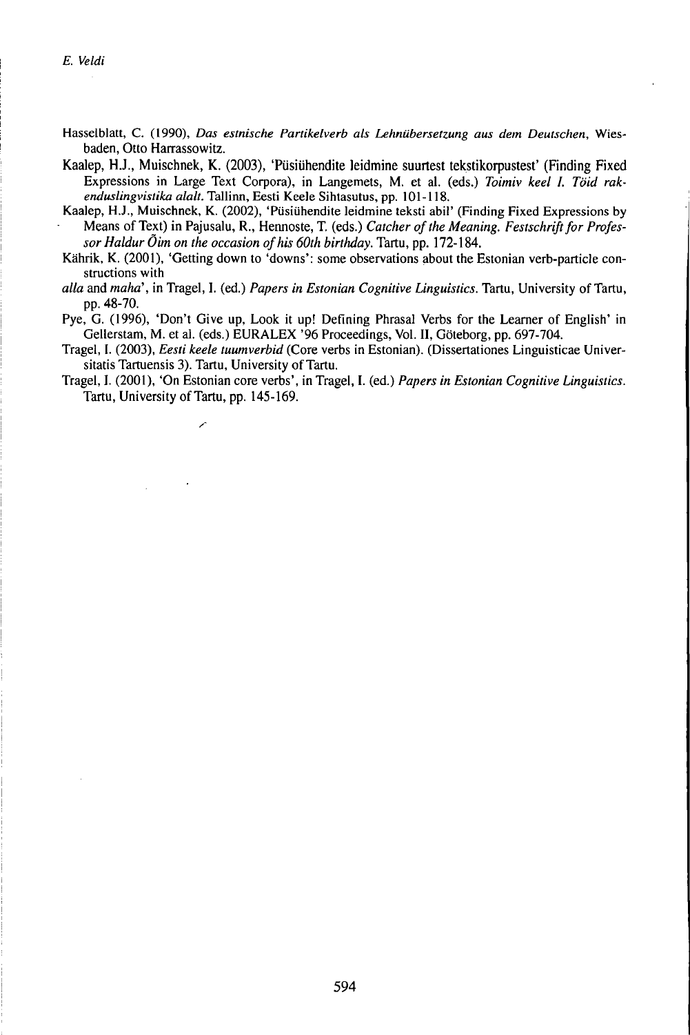Hasselblatt, C. (1990), *Das estnische Partikelverb als Lehnübersetzung aus dem Deutschen*, Wiesbaden, Otto Harrassowitz.

Kaalep, H.J., Muischnek, K. (2003), 'Püsiühendite leidmine suurtest tekstikorpustest' (Finding Fixed Expressions in Large Text Corpora), in Langemets, M. et al. (eds.) *Toimiv keel I. Töid rakenduslingvistika alalt*. Tallinn, Eesti Keele Sihtasutus, pp. 101-118.

Kaalep, H.J., Muischnek, K. (2002), 'Püsiühendite leidmine teksti abil' (Finding Fixed Expressions by Means of Text) in Pajusalu, R., Hennoste, T. (eds.) *Catcher of the Meaning. Festschrift for Professor Haldur Õim on the occasion of his 60th birthday*. Tartu, pp. 172-184.

Kährik, K. (2001), 'Getting down to 'downs': some observations about the Estonian verb-particle constructions with *alla* and *maha*', in Tragel, I. (ed.) *Papers in Estonian Cognitive Linguistics*. Tartu, University of Tartu, pp. 48-70.

Pye, G. (1996), 'Don't Give up, Look it up! Defining Phrasal Verbs for the Learner of English' in Gellerstam, M. et al. (eds.) EURALEX '96 Proceedings, Vol. II, Göteborg, pp. 697-704.

Tragel, I. (2003), *Eesti keele tuumverbid* (Core verbs in Estonian). (Dissertationes Linguisticae Universitatis Tartuensis 3). Tartu, University of Tartu.

Tragel, I. (2001), 'On Estonian core verbs', in Tragel, I. (ed.) *Papers in Estonian Cognitive Linguistics*. Tartu, University of Tartu, pp. 145-169.